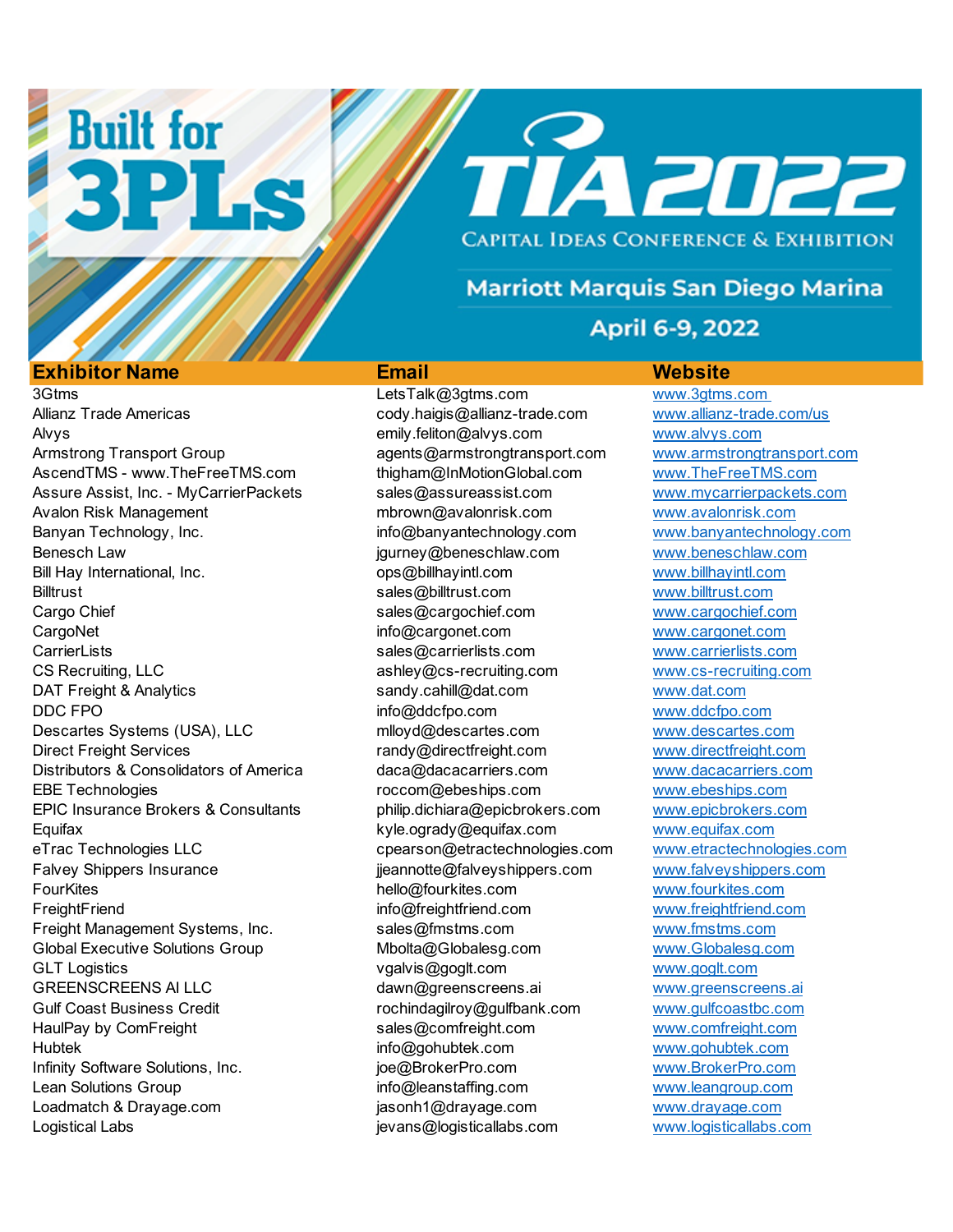# Built for 3PLs

# TIA 2022

## CAPITAL IDEAS CONFERENCE & EXHIBITION

### Marriott Marquis San Diego Marina

### April 6-9, 2022

| Exhibitor Name | Email | Website |
| --- | --- | --- |
| 3Gtms | LetsTalk@3gtms.com | www.3gtms.com |
| Allianz Trade Americas | cody.haigis@allianz-trade.com | www.allianz-trade.com/us |
| Alvys | emily.feliton@alvys.com | www.alvys.com |
| Armstrong Transport Group | agents@armstrongtransport.com | www.armstrongtransport.com |
| AscendTMS - www.TheFreeTMS.com | thigham@InMotionGlobal.com | www.TheFreeTMS.com |
| Assure Assist, Inc. - MyCarrierPackets | sales@assureassist.com | www.mycarrierpackets.com |
| Avalon Risk Management | mbrown@avalonrisk.com | www.avalonrisk.com |
| Banyan Technology, Inc. | info@banyantechnology.com | www.banyantechnology.com |
| Benesch Law | jgurney@beneschlaw.com | www.beneschlaw.com |
| Bill Hay International, Inc. | ops@billhayintl.com | www.billhayintl.com |
| Billtrust | sales@billtrust.com | www.billtrust.com |
| Cargo Chief | sales@cargochief.com | www.cargochief.com |
| CargoNet | info@cargonet.com | www.cargonet.com |
| CarrierLists | sales@carrierlists.com | www.carrierlists.com |
| CS Recruiting, LLC | ashley@cs-recruiting.com | www.cs-recruiting.com |
| DAT Freight & Analytics | sandy.cahill@dat.com | www.dat.com |
| DDC FPO | info@ddcfpo.com | www.ddcfpo.com |
| Descartes Systems (USA), LLC | mlloyd@descartes.com | www.descartes.com |
| Direct Freight Services | randy@directfreight.com | www.directfreight.com |
| Distributors & Consolidators of America | daca@dacacarriers.com | www.dacacarriers.com |
| EBE Technologies | roccom@ebeships.com | www.ebeships.com |
| EPIC Insurance Brokers & Consultants | philip.dichiara@epicbrokers.com | www.epicbrokers.com |
| Equifax | kyle.ogrady@equifax.com | www.equifax.com |
| eTrac Technologies LLC | cpearson@etractechnologies.com | www.etractechnologies.com |
| Falvey Shippers Insurance | jjeannotte@falveyshippers.com | www.falveyshippers.com |
| FourKites | hello@fourkites.com | www.fourkites.com |
| FreightFriend | info@freightfriend.com | www.freightfriend.com |
| Freight Management Systems, Inc. | sales@fmstms.com | www.fmstms.com |
| Global Executive Solutions Group | Mbolta@Globalesg.com | www.Globalesg.com |
| GLT Logistics | vgalvis@goglt.com | www.goglt.com |
| GREENSCREENS AI LLC | dawn@greenscreens.ai | www.greenscreens.ai |
| Gulf Coast Business Credit | rochindagilroy@gulfbank.com | www.gulfcoastbc.com |
| HaulPay by ComFreight | sales@comfreight.com | www.comfreight.com |
| Hubtek | info@gohubtek.com | www.gohubtek.com |
| Infinity Software Solutions, Inc. | joe@BrokerPro.com | www.BrokerPro.com |
| Lean Solutions Group | info@leanstaffing.com | www.leangroup.com |
| Loadmatch & Drayage.com | jasonh1@drayage.com | www.drayage.com |
| Logistical Labs | jevans@logisticallabs.com | www.logisticallabs.com |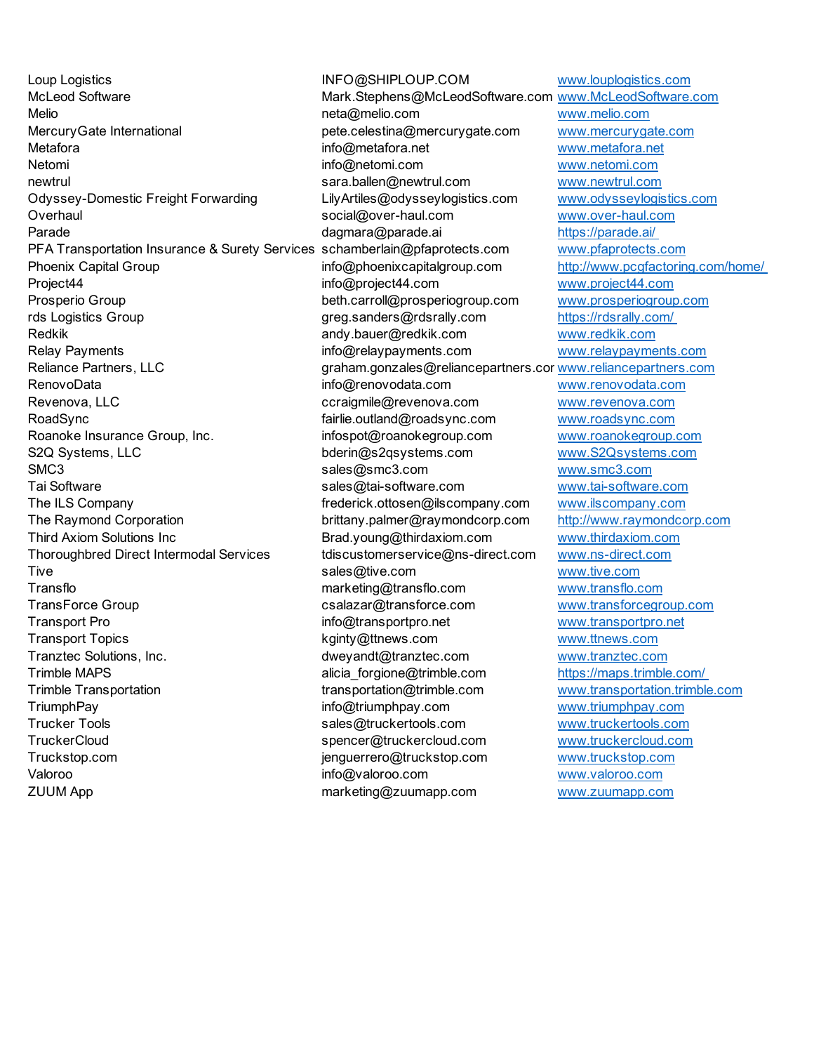| | | |
|---|---|---|
| Loup Logistics | INFO@SHIPLOUP.COM | www.louplogistics.com |
| McLeod Software | Mark.Stephens@McLeodSoftware.com | www.McLeodSoftware.com |
| Melio | neta@melio.com | www.melio.com |
| MercuryGate International | pete.celestina@mercurygate.com | www.mercurygate.com |
| Metafora | info@metafora.net | www.metafora.net |
| Netomi | info@netomi.com | www.netomi.com |
| newtrul | sara.ballen@newtrul.com | www.newtrul.com |
| Odyssey-Domestic Freight Forwarding | LilyArtiles@odysseylogistics.com | www.odysseylogistics.com |
| Overhaul | social@over-haul.com | www.over-haul.com |
| Parade | dagmara@parade.ai | https://parade.ai/ |
| PFA Transportation Insurance & Surety Services | schamberlain@pfaprotects.com | www.pfaprotects.com |
| Phoenix Capital Group | info@phoenixcapitalgroup.com | http://www.pcgfactoring.com/home/ |
| Project44 | info@project44.com | www.project44.com |
| Prosperio Group | beth.carroll@prosperiogroup.com | www.prosperiogroup.com |
| rds Logistics Group | greg.sanders@rdsrally.com | https://rdsrally.com/ |
| Redkik | andy.bauer@redkik.com | www.redkik.com |
| Relay Payments | info@relaypayments.com | www.relaypayments.com |
| Reliance Partners, LLC | graham.gonzales@reliancepartners.cor | www.reliancepartners.com |
| RenovoData | info@renovodata.com | www.renovodata.com |
| Revenova, LLC | ccraigmile@revenova.com | www.revenova.com |
| RoadSync | fairlie.outland@roadsync.com | www.roadsync.com |
| Roanoke Insurance Group, Inc. | infospot@roanokegroup.com | www.roanokegroup.com |
| S2Q Systems, LLC | bderin@s2qsystems.com | www.S2Qsystems.com |
| SMC3 | sales@smc3.com | www.smc3.com |
| Tai Software | sales@tai-software.com | www.tai-software.com |
| The ILS Company | frederick.ottosen@ilscompany.com | www.ilscompany.com |
| The Raymond Corporation | brittany.palmer@raymondcorp.com | http://www.raymondcorp.com |
| Third Axiom Solutions Inc | Brad.young@thirdaxiom.com | www.thirdaxiom.com |
| Thoroughbred Direct Intermodal Services | tdiscustomerservice@ns-direct.com | www.ns-direct.com |
| Tive | sales@tive.com | www.tive.com |
| Transflo | marketing@transflo.com | www.transflo.com |
| TransForce Group | csalazar@transforce.com | www.transforcegroup.com |
| Transport Pro | info@transportpro.net | www.transportpro.net |
| Transport Topics | kginty@ttnews.com | www.ttnews.com |
| Tranztec Solutions, Inc. | dweyandt@tranztec.com | www.tranztec.com |
| Trimble MAPS | alicia_forgione@trimble.com | https://maps.trimble.com/ |
| Trimble Transportation | transportation@trimble.com | www.transportation.trimble.com |
| TriumphPay | info@triumphpay.com | www.triumphpay.com |
| Trucker Tools | sales@truckertools.com | www.truckertools.com |
| TruckerCloud | spencer@truckercloud.com | www.truckercloud.com |
| Truckstop.com | jenguerrero@truckstop.com | www.truckstop.com |
| Valoroo | info@valoroo.com | www.valoroo.com |
| ZUUM App | marketing@zuumapp.com | www.zuumapp.com |